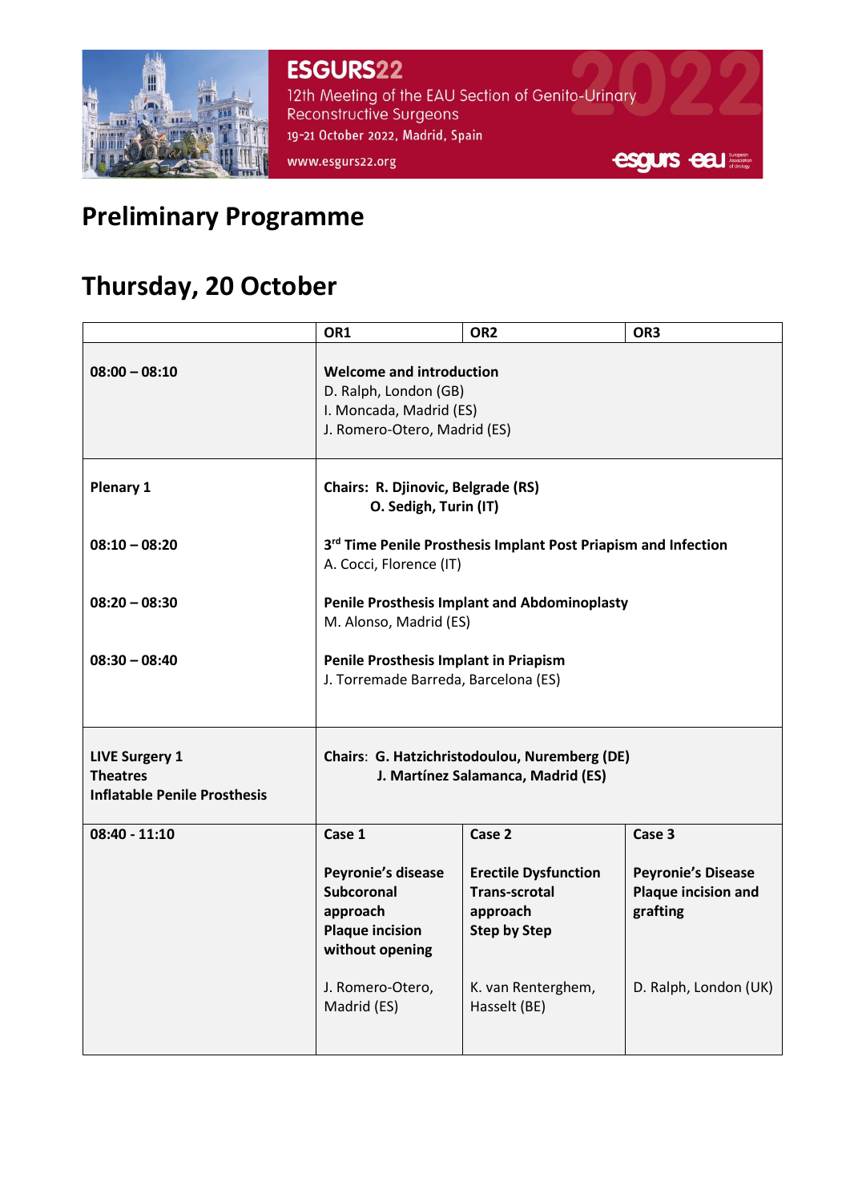ESGURS22

12th Meeting of the EAU Section of Genito-Urinary Reconstructive Surgeons

19-21 October 2022, Madrid, Spain

www.esgurs22.org

# Preliminary Programme

## Thursday, 20 October

| | OR1 | OR2 | OR3 |
|---|---|---|---|
| **08:00 – 08:10** | **Welcome and introduction**<br>D. Ralph, London (GB)<br>I. Moncada, Madrid (ES)<br>J. Romero-Otero, Madrid (ES) | | |
| **Plenary 1** | **Chairs: R. Djinovic, Belgrade (RS)**<br>**O. Sedigh, Turin (IT)** | | |
| **08:10 – 08:20** | **3rd Time Penile Prosthesis Implant Post Priapism and Infection**<br>A. Cocci, Florence (IT) | | |
| **08:20 – 08:30** | **Penile Prosthesis Implant and Abdominoplasty**<br>M. Alonso, Madrid (ES) | | |
| **08:30 – 08:40** | **Penile Prosthesis Implant in Priapism**<br>J. Torremade Barreda, Barcelona (ES) | | |
| **LIVE Surgery 1**<br>**Theatres**<br>**Inflatable Penile Prosthesis** | **Chairs: G. Hatzichristodoulou, Nuremberg (DE)**<br>**J. Martínez Salamanca, Madrid (ES)** | | |
| **08:40 - 11:10** | **Case 1**<br><br>**Peyronie's disease Subcoronal approach Plaque incision without opening**<br><br>J. Romero-Otero, Madrid (ES) | **Case 2**<br><br>**Erectile Dysfunction Trans-scrotal approach Step by Step**<br><br>K. van Renterghem, Hasselt (BE) | **Case 3**<br><br>**Peyronie's Disease Plaque incision and grafting**<br><br>D. Ralph, London (UK) |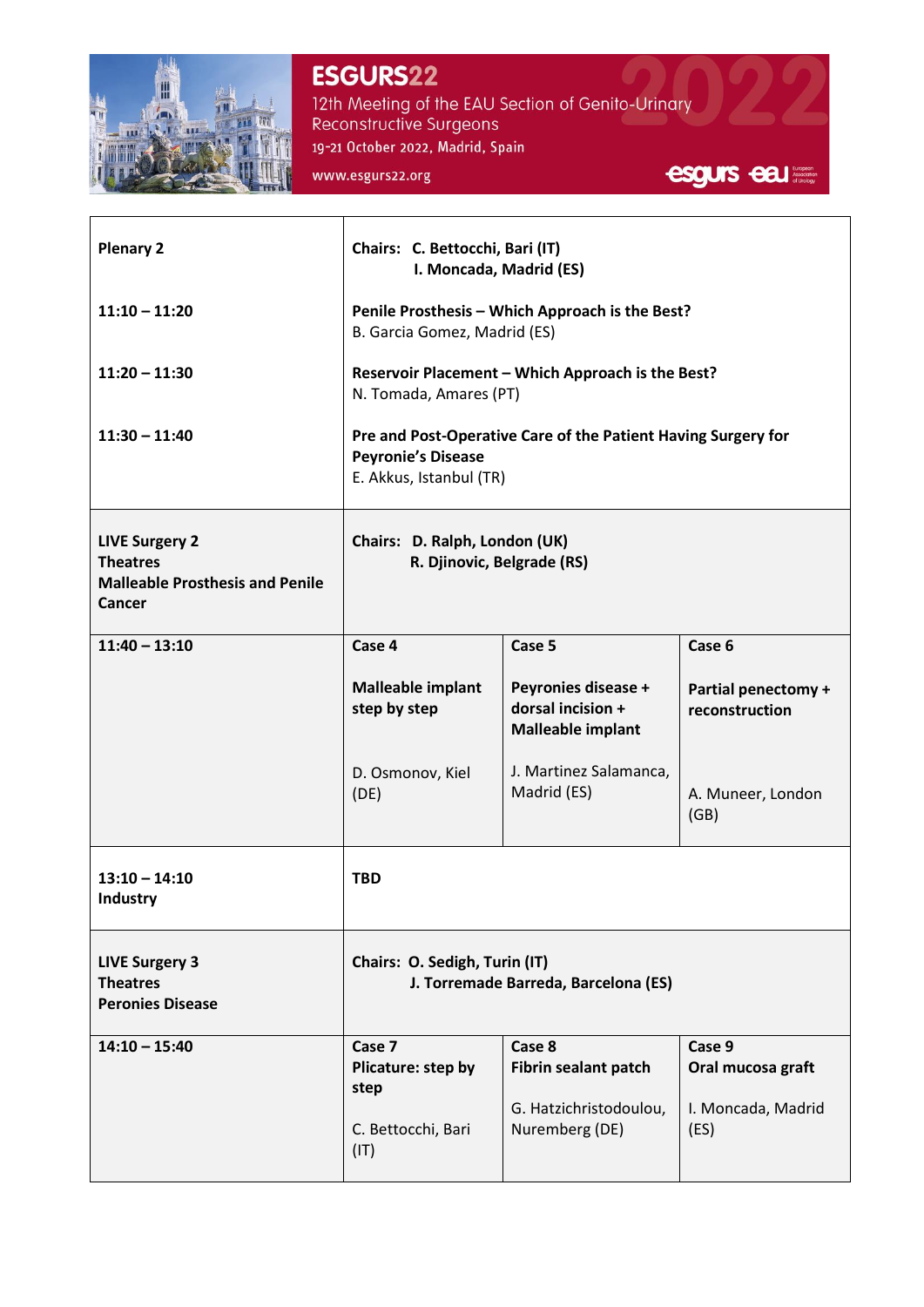| | | | |
|---|---|---|---|
| **Plenary 2** | **Chairs: C. Bettocchi, Bari (IT)**<br>**I. Moncada, Madrid (ES)** | | |
| **11:10 – 11:20** | **Penile Prosthesis – Which Approach is the Best?**<br>B. Garcia Gomez, Madrid (ES) | | |
| **11:20 – 11:30** | **Reservoir Placement – Which Approach is the Best?**<br>N. Tomada, Amares (PT) | | |
| **11:30 – 11:40** | **Pre and Post-Operative Care of the Patient Having Surgery for Peyronie's Disease**<br>E. Akkus, Istanbul (TR) | | |
| **LIVE Surgery 2**<br>**Theatres**<br>**Malleable Prosthesis and Penile Cancer** | **Chairs: D. Ralph, London (UK)**<br>**R. Djinovic, Belgrade (RS)** | | |
| **11:40 – 13:10** | **Case 4**<br>**Malleable implant step by step**<br>D. Osmonov, Kiel (DE) | **Case 5**<br>**Peyronies disease + dorsal incision + Malleable implant**<br>J. Martinez Salamanca, Madrid (ES) | **Case 6**<br>**Partial penectomy + reconstruction**<br>A. Muneer, London (GB) |
| **13:10 – 14:10**<br>**Industry** | **TBD** | | |
| **LIVE Surgery 3**<br>**Theatres**<br>**Peronies Disease** | **Chairs: O. Sedigh, Turin (IT)**<br>**J. Torremade Barreda, Barcelona (ES)** | | |
| **14:10 – 15:40** | **Case 7**<br>**Plicature: step by step**<br>C. Bettocchi, Bari (IT) | **Case 8**<br>**Fibrin sealant patch**<br>G. Hatzichristodoulou, Nuremberg (DE) | **Case 9**<br>**Oral mucosa graft**<br>I. Moncada, Madrid (ES) |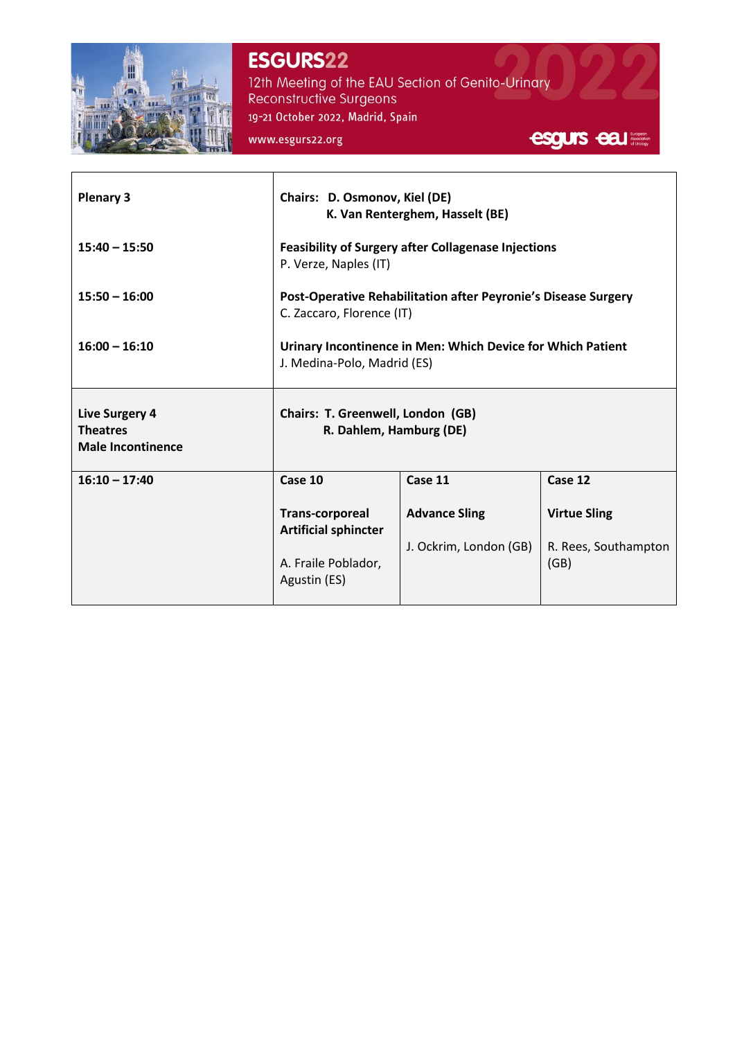| Plenary 3 | Chairs: D. Osmonov, Kiel (DE)<br>K. Van Renterghem, Hasselt (BE) | | |
|---|---|---|---|
| 15:40 – 15:50 | **Feasibility of Surgery after Collagenase Injections**<br>P. Verze, Naples (IT) | | |
| 15:50 – 16:00 | **Post-Operative Rehabilitation after Peyronie's Disease Surgery**<br>C. Zaccaro, Florence (IT) | | |
| 16:00 – 16:10 | **Urinary Incontinence in Men: Which Device for Which Patient**<br>J. Medina-Polo, Madrid (ES) | | |
| **Live Surgery 4 Theatres Male Incontinence** | **Chairs: T. Greenwell, London (GB)<br>R. Dahlem, Hamburg (DE)** | | |
| **16:10 – 17:40** | **Case 10**<br>**Trans-corporeal Artificial sphincter**<br>A. Fraile Poblador, Agustin (ES) | **Case 11**<br>**Advance Sling**<br>J. Ockrim, London (GB) | **Case 12**<br>**Virtue Sling**<br>R. Rees, Southampton (GB) |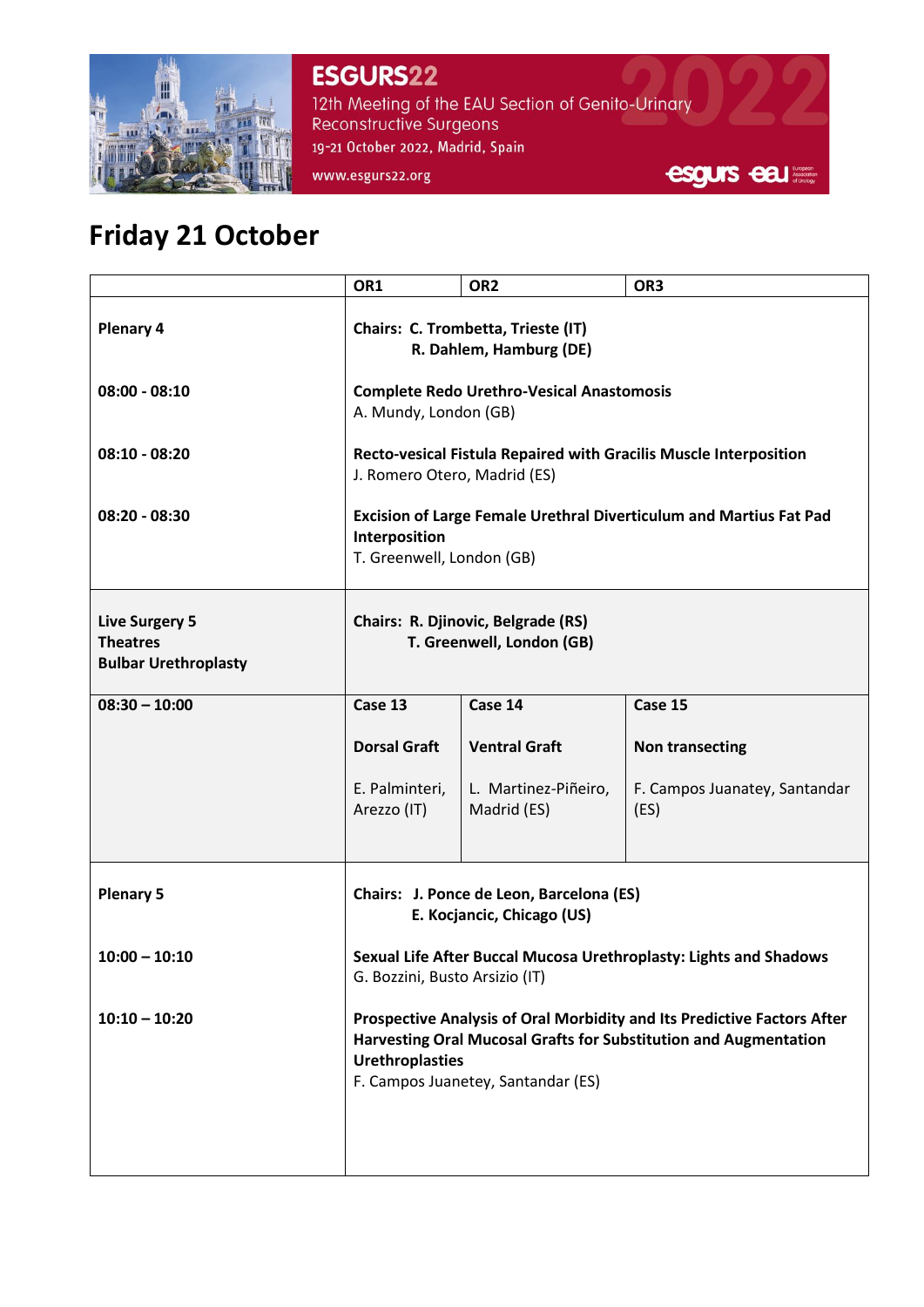## Friday 21 October

| | OR1 | OR2 | OR3 |
|---|---|---|---|
| **Plenary 4** | **Chairs: C. Trombetta, Trieste (IT)** **R. Dahlem, Hamburg (DE)** | | |
| **08:00 - 08:10** | **Complete Redo Urethro-Vesical Anastomosis** A. Mundy, London (GB) | | |
| **08:10 - 08:20** | **Recto-vesical Fistula Repaired with Gracilis Muscle Interposition** J. Romero Otero, Madrid (ES) | | |
| **08:20 - 08:30** | **Excision of Large Female Urethral Diverticulum and Martius Fat Pad Interposition** T. Greenwell, London (GB) | | |
| **Live Surgery 5 Theatres Bulbar Urethroplasty** | **Chairs: R. Djinovic, Belgrade (RS)** **T. Greenwell, London (GB)** | | |
| **08:30 – 10:00** | **Case 13** **Dorsal Graft** E. Palminteri, Arezzo (IT) | **Case 14** **Ventral Graft** L. Martinez-Piñeiro, Madrid (ES) | **Case 15** **Non transecting** F. Campos Juanatey, Santandar (ES) |
| **Plenary 5** | **Chairs: J. Ponce de Leon, Barcelona (ES)** **E. Kocjancic, Chicago (US)** | | |
| **10:00 – 10:10** | **Sexual Life After Buccal Mucosa Urethroplasty: Lights and Shadows** G. Bozzini, Busto Arsizio (IT) | | |
| **10:10 – 10:20** | **Prospective Analysis of Oral Morbidity and Its Predictive Factors After Harvesting Oral Mucosal Grafts for Substitution and Augmentation Urethroplasties** F. Campos Juanetey, Santandar (ES) | | |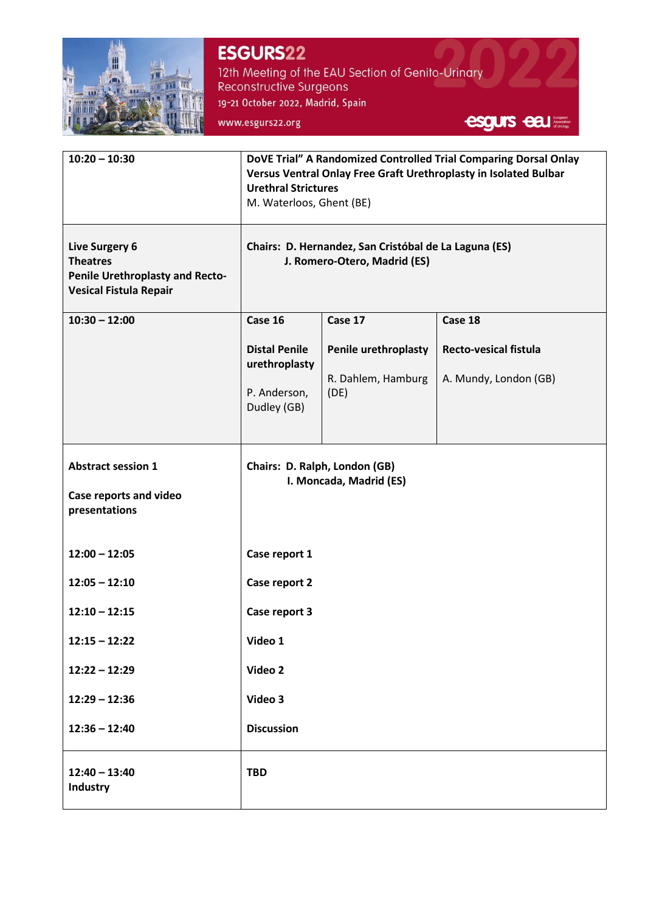| | | | |
|---|---|---|---|
| **10:20 – 10:30** | **DoVE Trial" A Randomized Controlled Trial Comparing Dorsal Onlay Versus Ventral Onlay Free Graft Urethroplasty in Isolated Bulbar Urethral Strictures**<br>M. Waterloos, Ghent (BE) | | |
| **Live Surgery 6**<br>**Theatres**<br>**Penile Urethroplasty and Recto-Vesical Fistula Repair** | **Chairs: D. Hernandez, San Cristóbal de La Laguna (ES)**<br>**J. Romero-Otero, Madrid (ES)** | | |
| **10:30 – 12:00** | **Case 16**<br><br>**Distal Penile urethroplasty**<br><br>P. Anderson, Dudley (GB) | **Case 17**<br><br>**Penile urethroplasty**<br><br>R. Dahlem, Hamburg (DE) | **Case 18**<br><br>**Recto-vesical fistula**<br><br>A. Mundy, London (GB) |
| **Abstract session 1**<br><br>**Case reports and video presentations** | **Chairs: D. Ralph, London (GB)**<br>**I. Moncada, Madrid (ES)** | | |
| **12:00 – 12:05** | **Case report 1** | | |
| **12:05 – 12:10** | **Case report 2** | | |
| **12:10 – 12:15** | **Case report 3** | | |
| **12:15 – 12:22** | **Video 1** | | |
| **12:22 – 12:29** | **Video 2** | | |
| **12:29 – 12:36** | **Video 3** | | |
| **12:36 – 12:40** | **Discussion** | | |
| **12:40 – 13:40**<br>**Industry** | **TBD** | | |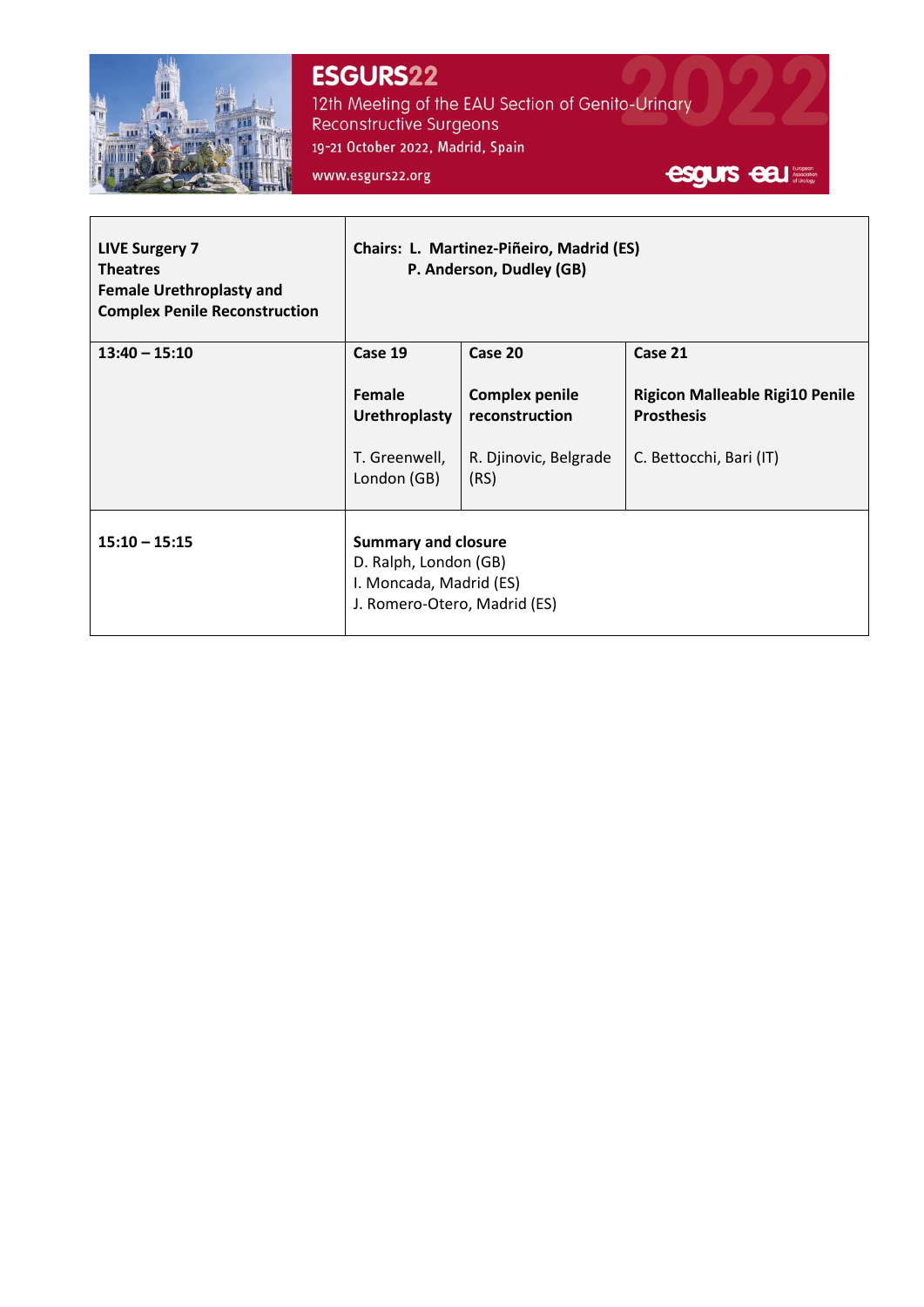| | | | |
|---|---|---|---|
| **LIVE Surgery 7 Theatres Female Urethroplasty and Complex Penile Reconstruction** | **Chairs: L. Martinez-Piñeiro, Madrid (ES) P. Anderson, Dudley (GB)** | | |
| **13:40 – 15:10** | **Case 19**<br><br>**Female Urethroplasty**<br><br>T. Greenwell, London (GB) | **Case 20**<br><br>**Complex penile reconstruction**<br><br>R. Djinovic, Belgrade (RS) | **Case 21**<br><br>**Rigicon Malleable Rigi10 Penile Prosthesis**<br><br>C. Bettocchi, Bari (IT) |
| **15:10 – 15:15** | **Summary and closure**<br>D. Ralph, London (GB)<br>I. Moncada, Madrid (ES)<br>J. Romero-Otero, Madrid (ES) | | |